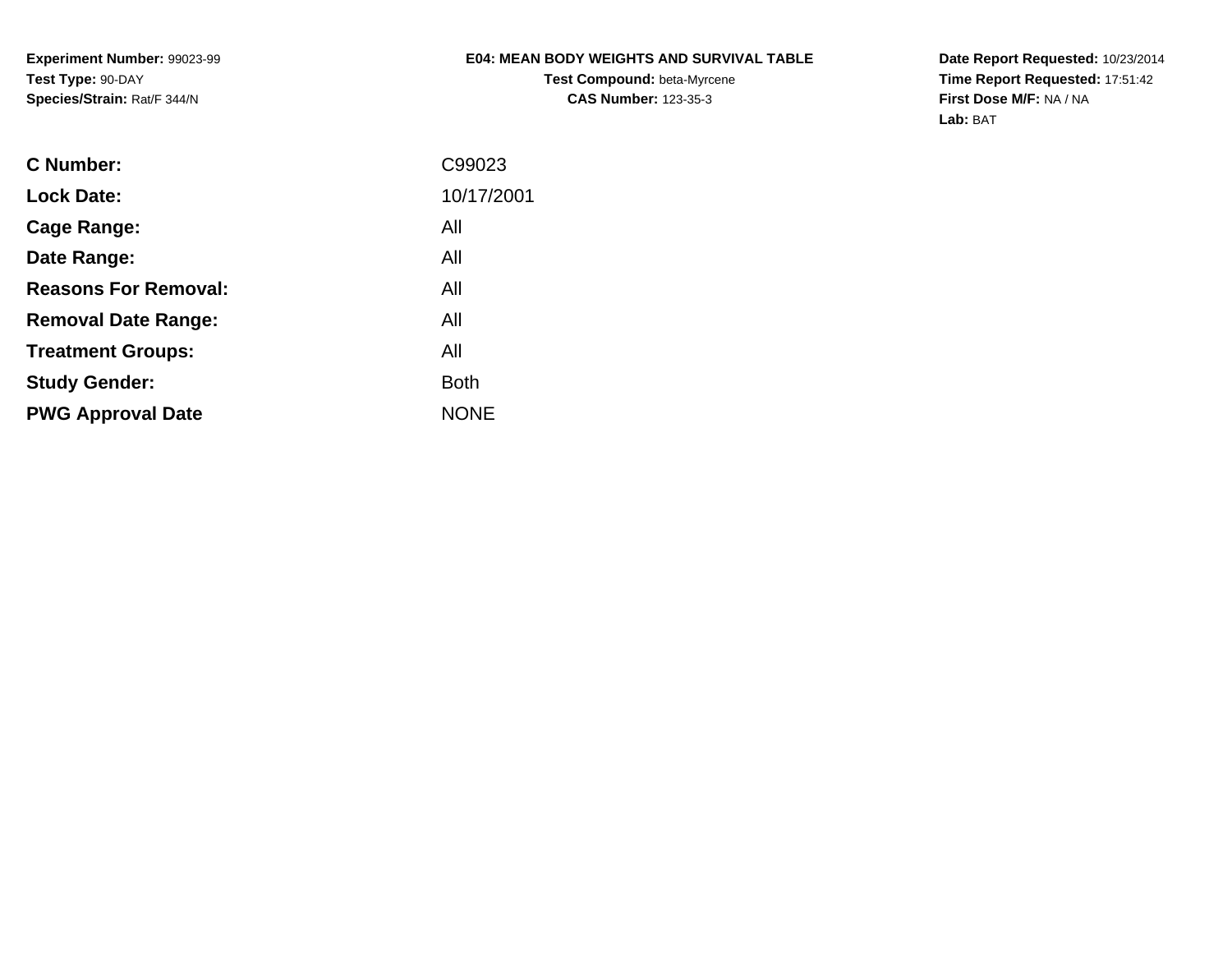**Experiment Number:** 99023-99
**Test Type:** 90-DAY
**Species/Strain:** Rat/F 344/N

**E04: MEAN BODY WEIGHTS AND SURVIVAL TABLE**
**Test Compound:** beta-Myrcene
**CAS Number:** 123-35-3

**Date Report Requested:** 10/23/2014
**Time Report Requested:** 17:51:42
**First Dose M/F:** NA / NA
**Lab:** BAT

| | |
|---|---|
| **C Number:** | C99023 |
| **Lock Date:** | 10/17/2001 |
| **Cage Range:** | All |
| **Date Range:** | All |
| **Reasons For Removal:** | All |
| **Removal Date Range:** | All |
| **Treatment Groups:** | All |
| **Study Gender:** | Both |
| **PWG Approval Date** | NONE |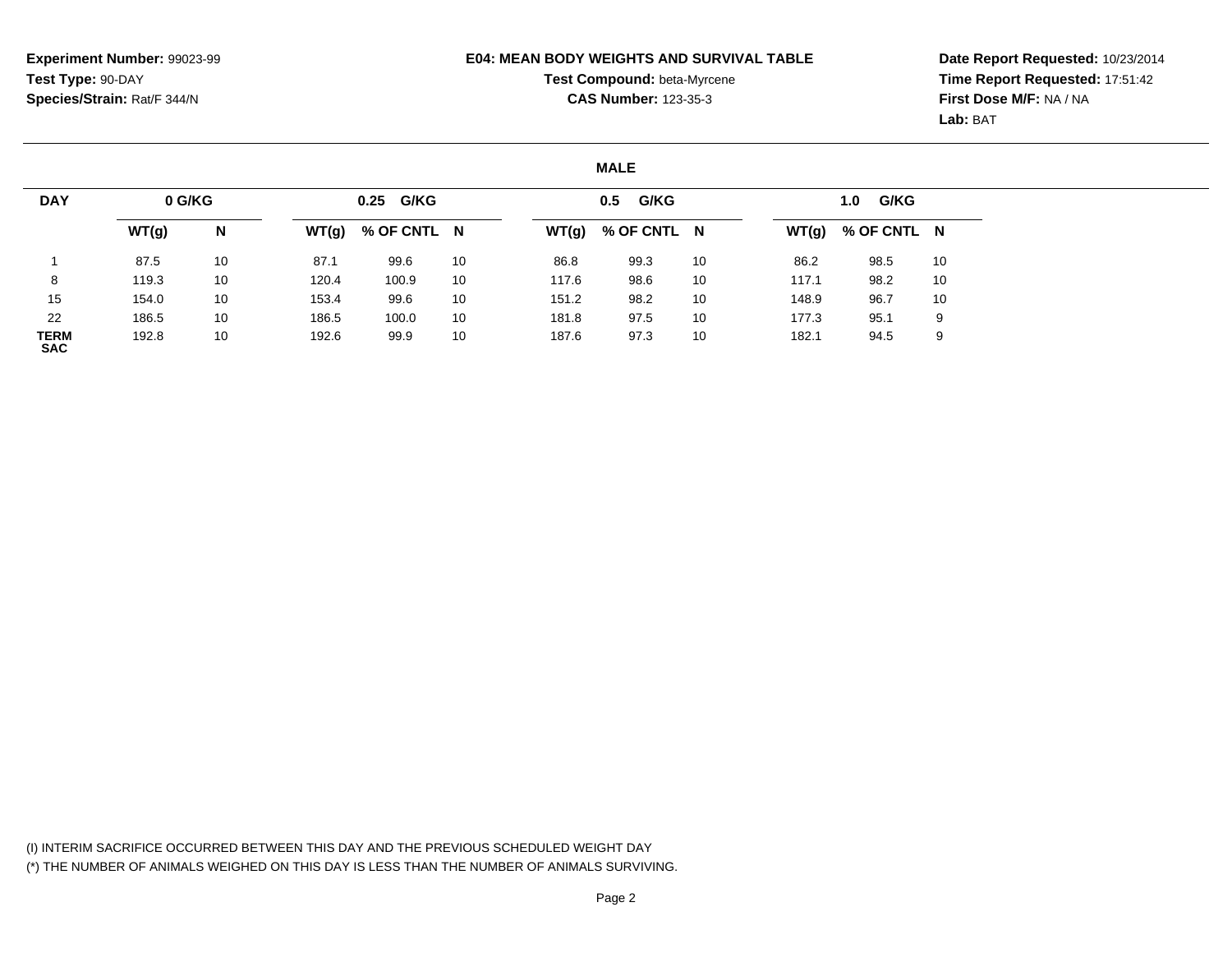**Experiment Number:** 99023-99
**Test Type:** 90-DAY
**Species/Strain:** Rat/F 344/N

**E04: MEAN BODY WEIGHTS AND SURVIVAL TABLE**
**Test Compound:** beta-Myrcene
**CAS Number:** 123-35-3

**Date Report Requested:** 10/23/2014
**Time Report Requested:** 17:51:42
**First Dose M/F:** NA / NA
**Lab:** BAT

## MALE

| DAY | 0 G/KG | | 0.25 G/KG | | | 0.5 G/KG | | | 1.0 G/KG | | |
|---|---|---|---|---|---|---|---|---|---|---|---|
| | WT(g) | N | WT(g) | % OF CNTL | N | WT(g) | % OF CNTL | N | WT(g) | % OF CNTL | N |
| 1 | 87.5 | 10 | 87.1 | 99.6 | 10 | 86.8 | 99.3 | 10 | 86.2 | 98.5 | 10 |
| 8 | 119.3 | 10 | 120.4 | 100.9 | 10 | 117.6 | 98.6 | 10 | 117.1 | 98.2 | 10 |
| 15 | 154.0 | 10 | 153.4 | 99.6 | 10 | 151.2 | 98.2 | 10 | 148.9 | 96.7 | 10 |
| 22 | 186.5 | 10 | 186.5 | 100.0 | 10 | 181.8 | 97.5 | 10 | 177.3 | 95.1 | 9 |
| TERM SAC | 192.8 | 10 | 192.6 | 99.9 | 10 | 187.6 | 97.3 | 10 | 182.1 | 94.5 | 9 |

(I) INTERIM SACRIFICE OCCURRED BETWEEN THIS DAY AND THE PREVIOUS SCHEDULED WEIGHT DAY
(*) THE NUMBER OF ANIMALS WEIGHED ON THIS DAY IS LESS THAN THE NUMBER OF ANIMALS SURVIVING.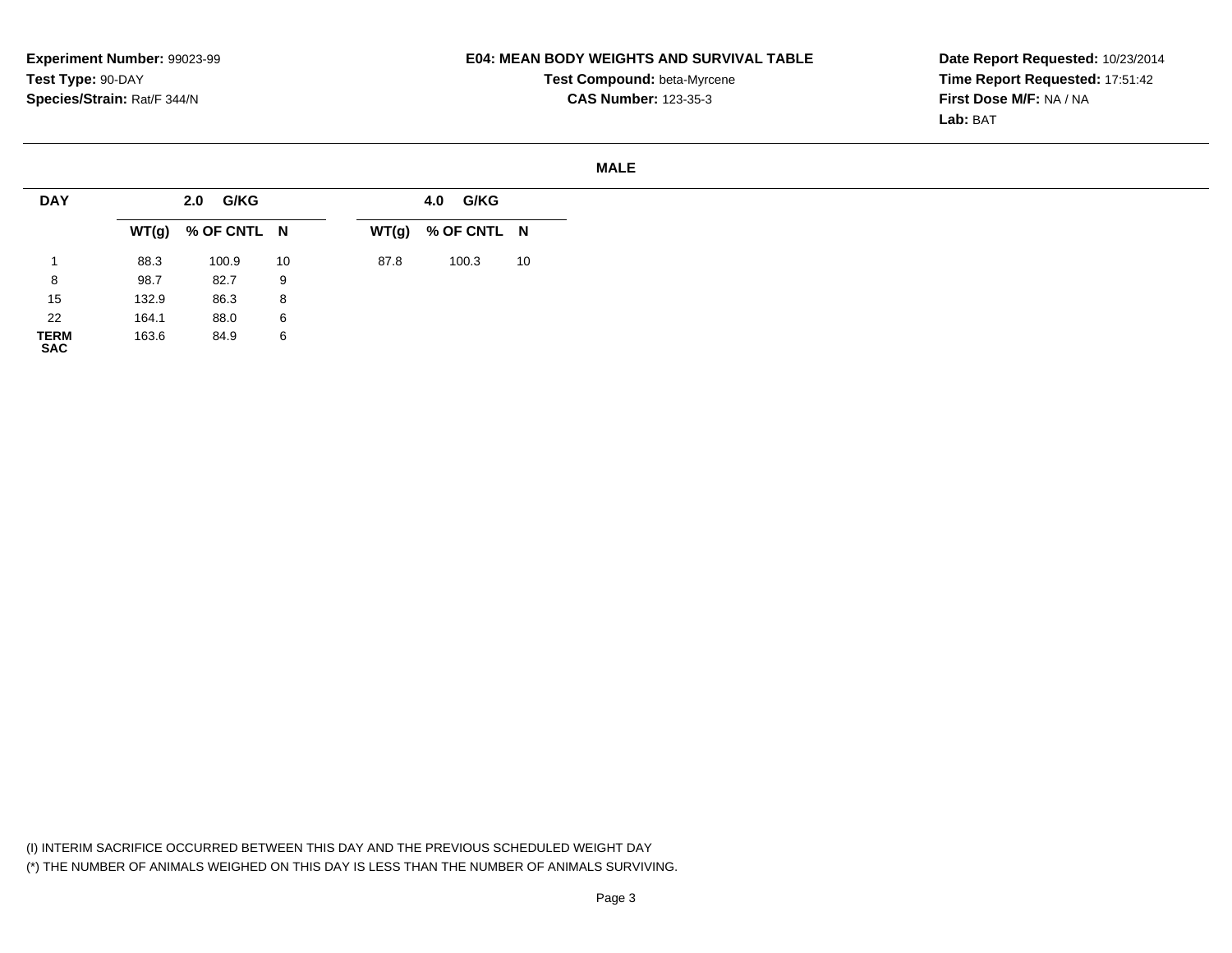**Experiment Number:** 99023-99
**Test Type:** 90-DAY
**Species/Strain:** Rat/F 344/N

**E04: MEAN BODY WEIGHTS AND SURVIVAL TABLE**
**Test Compound:** beta-Myrcene
**CAS Number:** 123-35-3

**Date Report Requested:** 10/23/2014
**Time Report Requested:** 17:51:42
**First Dose M/F:** NA / NA
**Lab:** BAT

**MALE**

| DAY | 2.0 G/KG | | | 4.0 G/KG | | |
|---|---|---|---|---|---|---|
| | WT(g) | % OF CNTL | N | WT(g) | % OF CNTL | N |
| 1 | 88.3 | 100.9 | 10 | 87.8 | 100.3 | 10 |
| 8 | 98.7 | 82.7 | 9 | | | |
| 15 | 132.9 | 86.3 | 8 | | | |
| 22 | 164.1 | 88.0 | 6 | | | |
| TERM SAC | 163.6 | 84.9 | 6 | | | |

(I) INTERIM SACRIFICE OCCURRED BETWEEN THIS DAY AND THE PREVIOUS SCHEDULED WEIGHT DAY
(*) THE NUMBER OF ANIMALS WEIGHED ON THIS DAY IS LESS THAN THE NUMBER OF ANIMALS SURVIVING.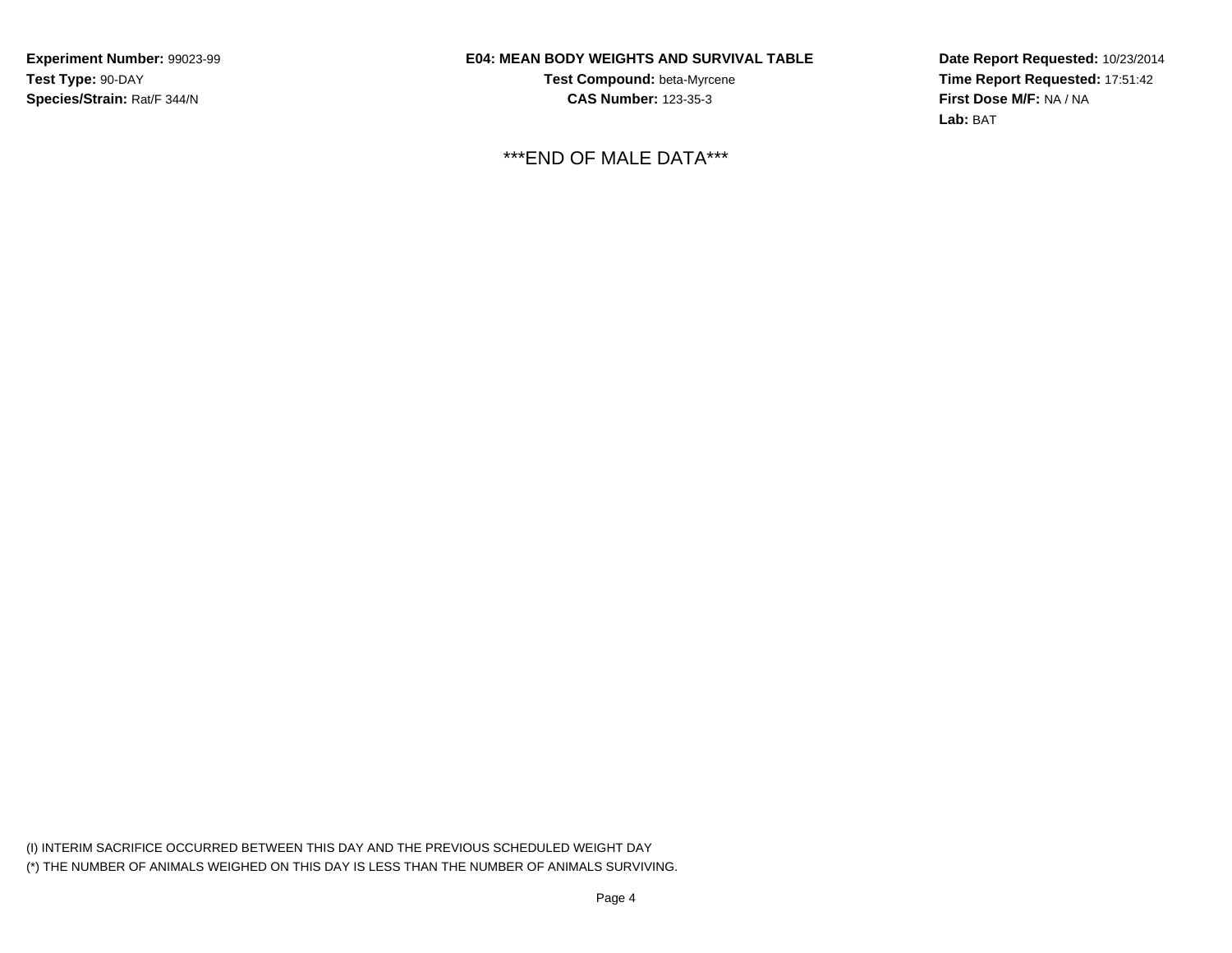**Experiment Number:** 99023-99
**Test Type:** 90-DAY
**Species/Strain:** Rat/F 344/N

**E04: MEAN BODY WEIGHTS AND SURVIVAL TABLE**
**Test Compound:** beta-Myrcene
**CAS Number:** 123-35-3

**Date Report Requested:** 10/23/2014
**Time Report Requested:** 17:51:42
**First Dose M/F:** NA / NA
**Lab:** BAT

***END OF MALE DATA***

(I) INTERIM SACRIFICE OCCURRED BETWEEN THIS DAY AND THE PREVIOUS SCHEDULED WEIGHT DAY
(*) THE NUMBER OF ANIMALS WEIGHED ON THIS DAY IS LESS THAN THE NUMBER OF ANIMALS SURVIVING.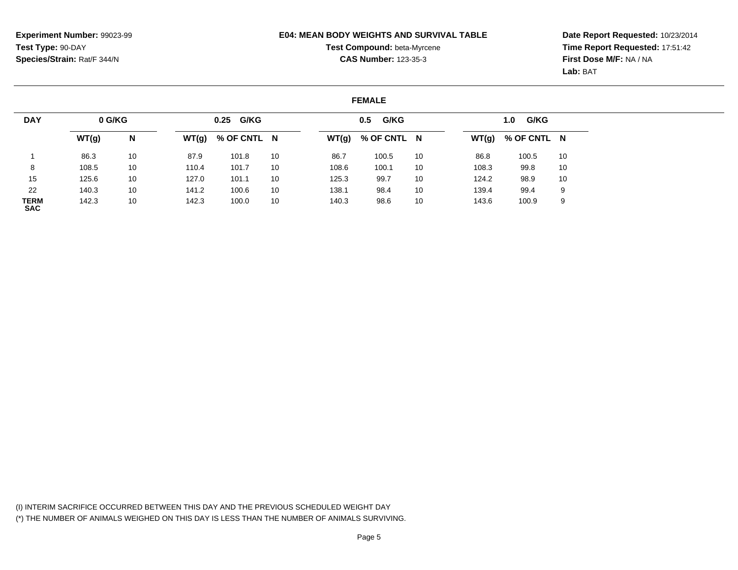**Experiment Number:** 99023-99
**Test Type:** 90-DAY
**Species/Strain:** Rat/F 344/N

**E04: MEAN BODY WEIGHTS AND SURVIVAL TABLE**
**Test Compound:** beta-Myrcene
**CAS Number:** 123-35-3

**Date Report Requested:** 10/23/2014
**Time Report Requested:** 17:51:42
**First Dose M/F:** NA / NA
**Lab:** BAT

## FEMALE

| DAY | 0 G/KG | | 0.25 G/KG | | | 0.5 G/KG | | | 1.0 G/KG | | |
|---|---|---|---|---|---|---|---|---|---|---|---|
| | WT(g) | N | WT(g) | % OF CNTL | N | WT(g) | % OF CNTL | N | WT(g) | % OF CNTL | N |
| 1 | 86.3 | 10 | 87.9 | 101.8 | 10 | 86.7 | 100.5 | 10 | 86.8 | 100.5 | 10 |
| 8 | 108.5 | 10 | 110.4 | 101.7 | 10 | 108.6 | 100.1 | 10 | 108.3 | 99.8 | 10 |
| 15 | 125.6 | 10 | 127.0 | 101.1 | 10 | 125.3 | 99.7 | 10 | 124.2 | 98.9 | 10 |
| 22 | 140.3 | 10 | 141.2 | 100.6 | 10 | 138.1 | 98.4 | 10 | 139.4 | 99.4 | 9 |
| TERM SAC | 142.3 | 10 | 142.3 | 100.0 | 10 | 140.3 | 98.6 | 10 | 143.6 | 100.9 | 9 |

(I) INTERIM SACRIFICE OCCURRED BETWEEN THIS DAY AND THE PREVIOUS SCHEDULED WEIGHT DAY
(*) THE NUMBER OF ANIMALS WEIGHED ON THIS DAY IS LESS THAN THE NUMBER OF ANIMALS SURVIVING.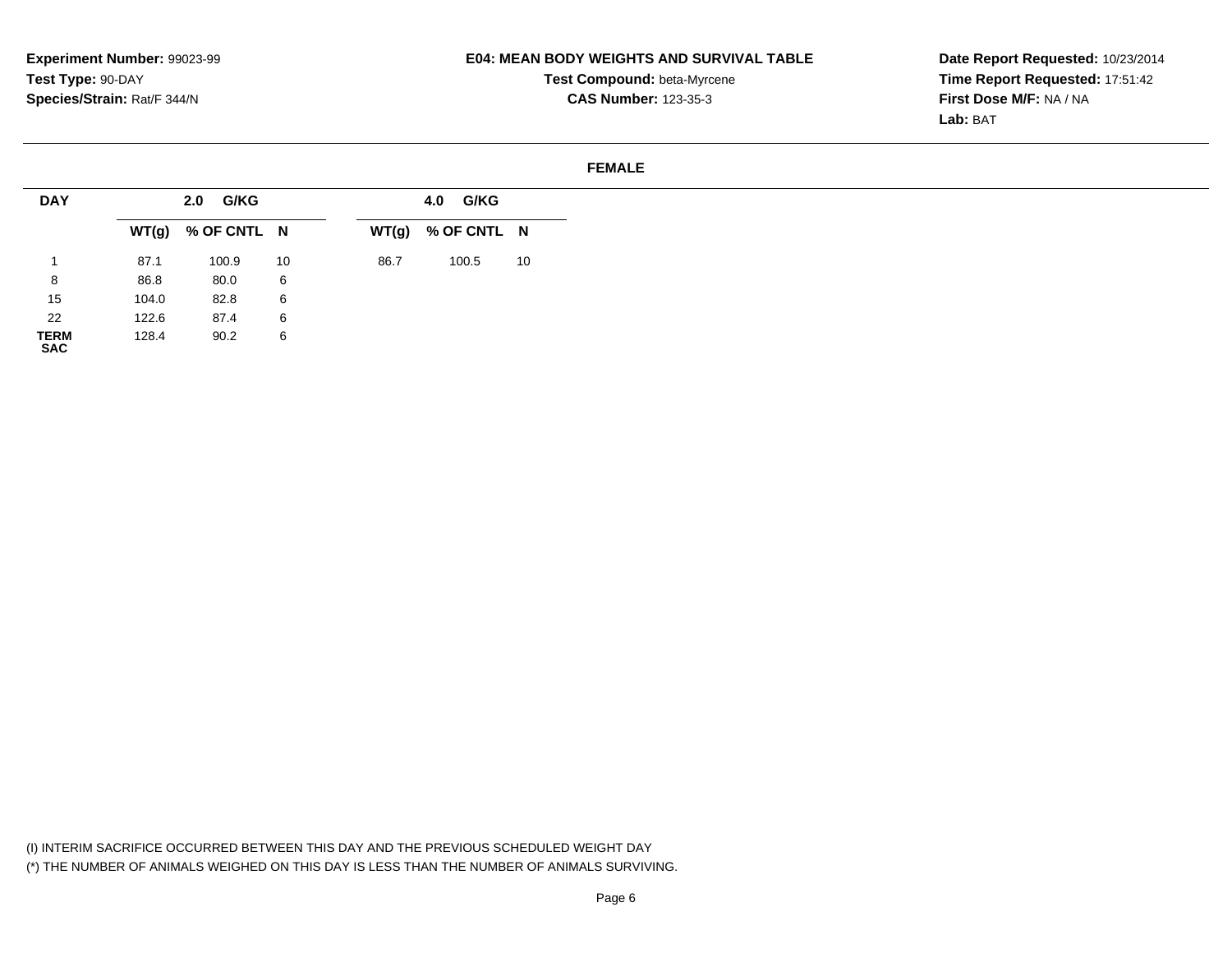**Experiment Number:** 99023-99
**Test Type:** 90-DAY
**Species/Strain:** Rat/F 344/N

**E04: MEAN BODY WEIGHTS AND SURVIVAL TABLE**
**Test Compound:** beta-Myrcene
**CAS Number:** 123-35-3

**Date Report Requested:** 10/23/2014
**Time Report Requested:** 17:51:42
**First Dose M/F:** NA / NA
**Lab:** BAT

**FEMALE**

| DAY | 2.0 G/KG | | | 4.0 G/KG | | |
|---|---|---|---|---|---|---|
| | WT(g) | % OF CNTL | N | WT(g) | % OF CNTL | N |
| 1 | 87.1 | 100.9 | 10 | 86.7 | 100.5 | 10 |
| 8 | 86.8 | 80.0 | 6 | | | |
| 15 | 104.0 | 82.8 | 6 | | | |
| 22 | 122.6 | 87.4 | 6 | | | |
| TERM SAC | 128.4 | 90.2 | 6 | | | |

(I) INTERIM SACRIFICE OCCURRED BETWEEN THIS DAY AND THE PREVIOUS SCHEDULED WEIGHT DAY
(*) THE NUMBER OF ANIMALS WEIGHED ON THIS DAY IS LESS THAN THE NUMBER OF ANIMALS SURVIVING.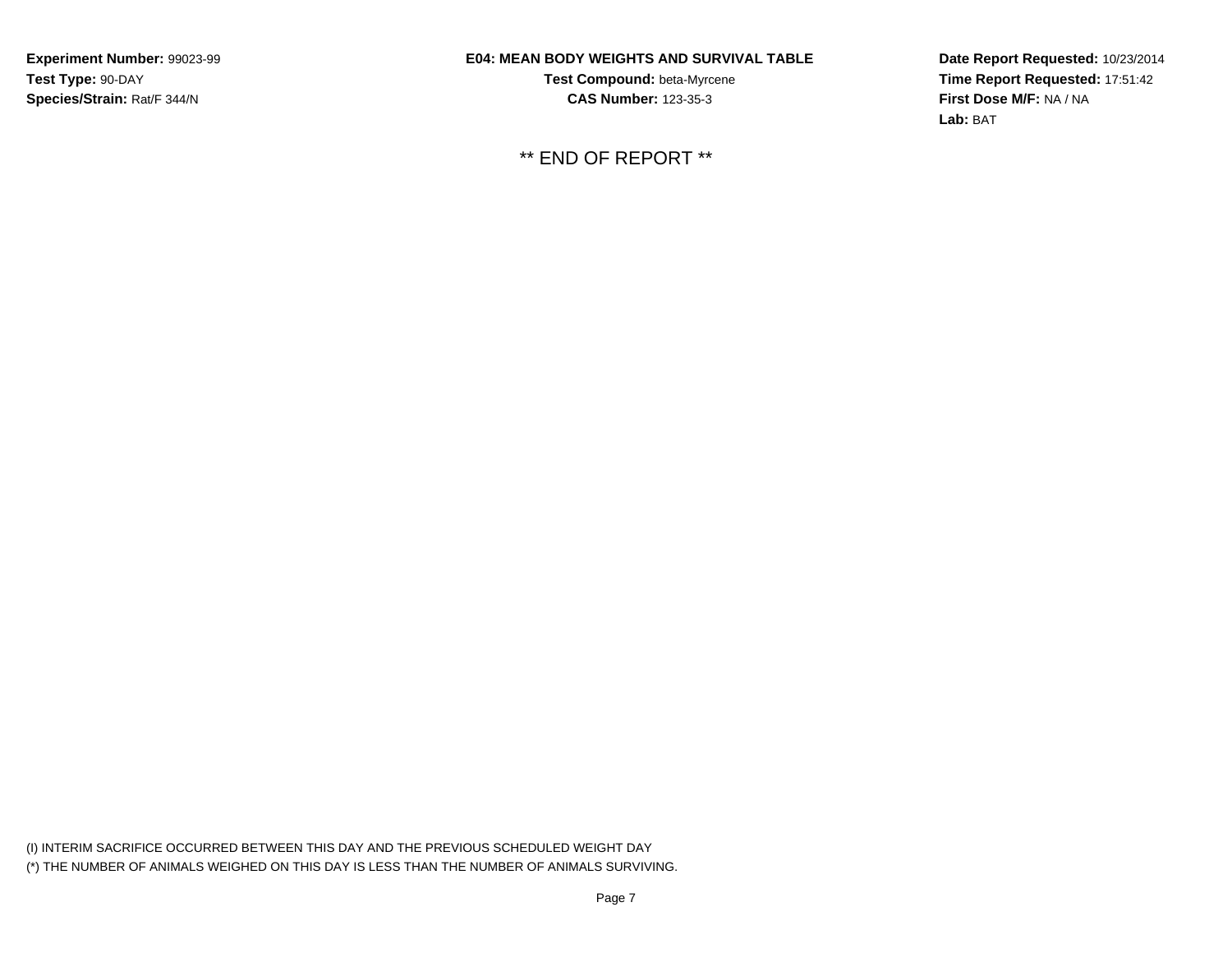**Experiment Number:** 99023-99
**Test Type:** 90-DAY
**Species/Strain:** Rat/F 344/N

**E04: MEAN BODY WEIGHTS AND SURVIVAL TABLE**
**Test Compound:** beta-Myrcene
**CAS Number:** 123-35-3

**Date Report Requested:** 10/23/2014
**Time Report Requested:** 17:51:42
**First Dose M/F:** NA / NA
**Lab:** BAT

** END OF REPORT **

(I) INTERIM SACRIFICE OCCURRED BETWEEN THIS DAY AND THE PREVIOUS SCHEDULED WEIGHT DAY
(*) THE NUMBER OF ANIMALS WEIGHED ON THIS DAY IS LESS THAN THE NUMBER OF ANIMALS SURVIVING.